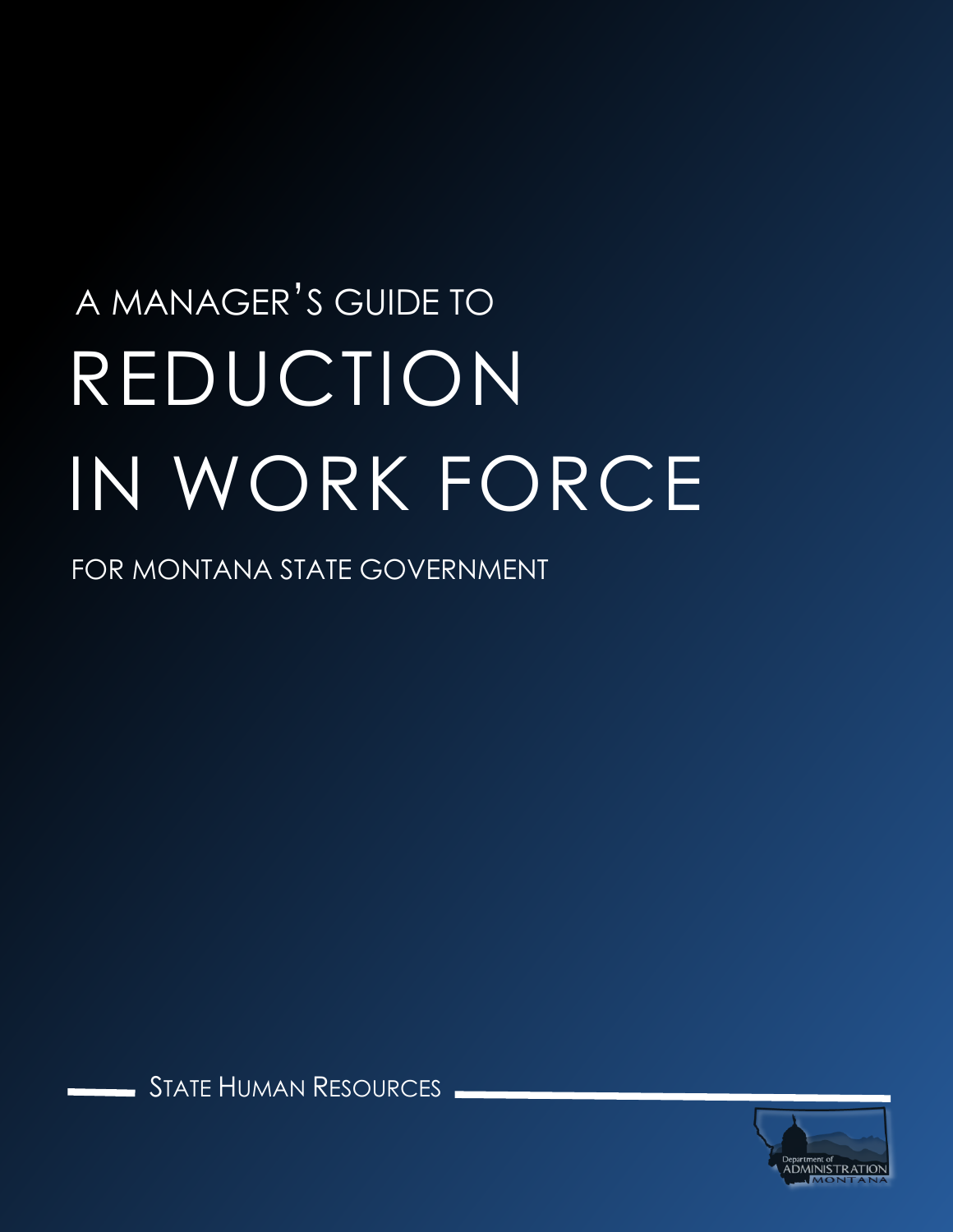A MANAGER'S GUIDE TO

# REDUCTION IN WORK FORCE

FOR MONTANA STATE GOVERNMENT

STATE HUMAN RESOURCES

Department of ADMINISTRATION MONTANA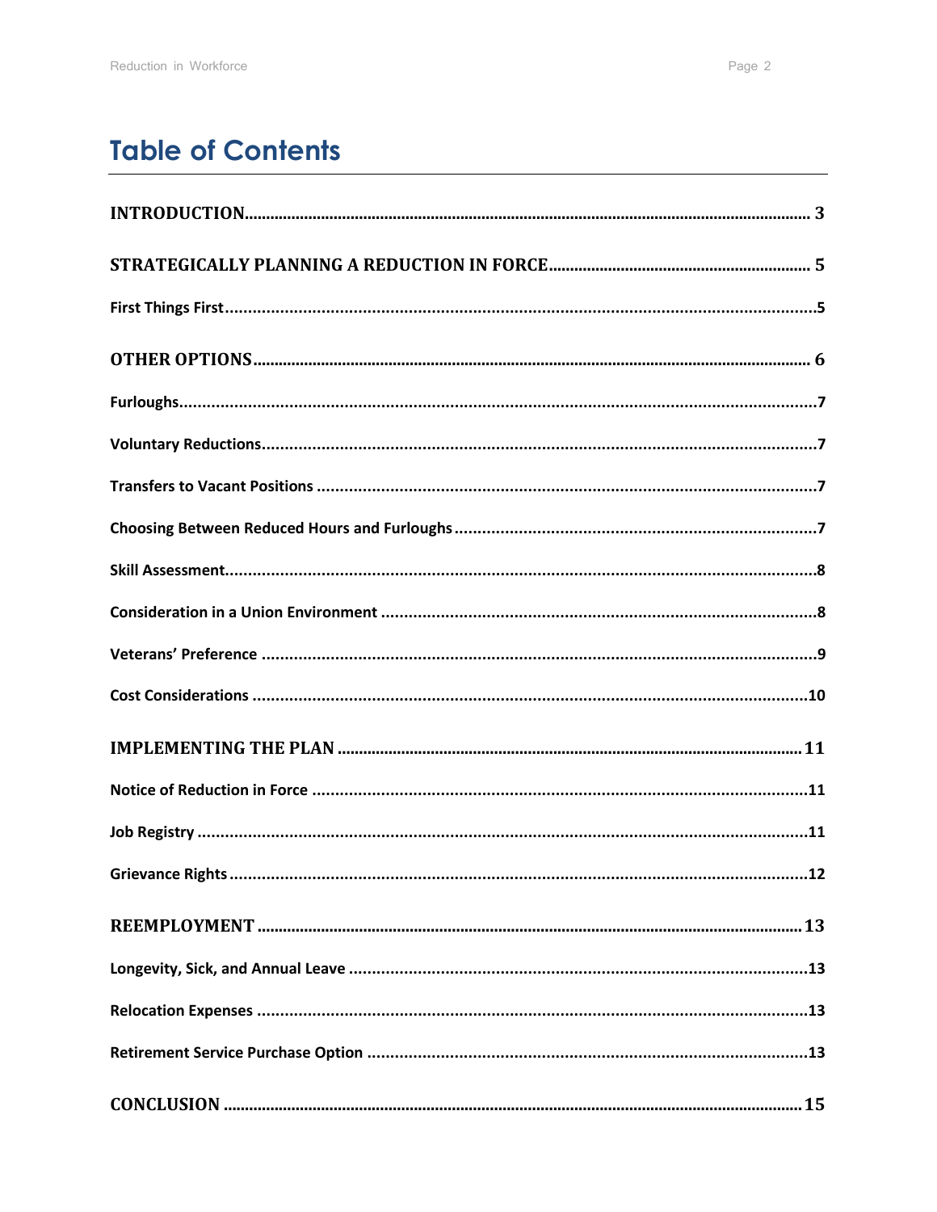# Table of Contents

**INTRODUCTION** ..... 3

**STRATEGICALLY PLANNING A REDUCTION IN FORCE** ..... 5

**First Things First** ..... 5

**OTHER OPTIONS** ..... 6

**Furloughs** ..... 7

**Voluntary Reductions** ..... 7

**Transfers to Vacant Positions** ..... 7

**Choosing Between Reduced Hours and Furloughs** ..... 7

**Skill Assessment** ..... 8

**Consideration in a Union Environment** ..... 8

**Veterans' Preference** ..... 9

**Cost Considerations** ..... 10

**IMPLEMENTING THE PLAN** ..... 11

**Notice of Reduction in Force** ..... 11

**Job Registry** ..... 11

**Grievance Rights** ..... 12

**REEMPLOYMENT** ..... 13

**Longevity, Sick, and Annual Leave** ..... 13

**Relocation Expenses** ..... 13

**Retirement Service Purchase Option** ..... 13

**CONCLUSION** ..... 15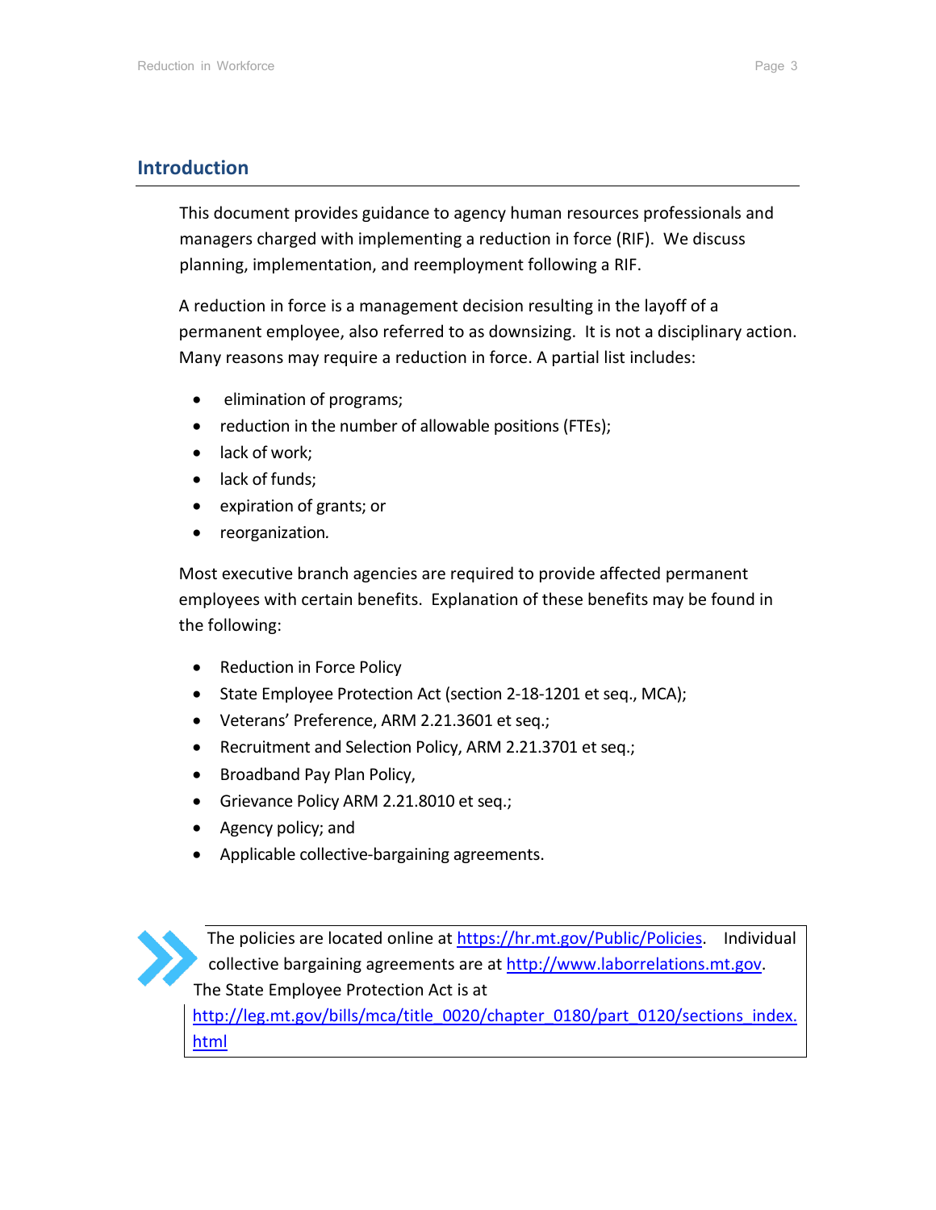## Introduction

This document provides guidance to agency human resources professionals and managers charged with implementing a reduction in force (RIF). We discuss planning, implementation, and reemployment following a RIF.

A reduction in force is a management decision resulting in the layoff of a permanent employee, also referred to as downsizing. It is not a disciplinary action. Many reasons may require a reduction in force. A partial list includes:

- elimination of programs;
- reduction in the number of allowable positions (FTEs);
- lack of work;
- lack of funds;
- expiration of grants; or
- reorganization.

Most executive branch agencies are required to provide affected permanent employees with certain benefits. Explanation of these benefits may be found in the following:

- Reduction in Force Policy
- State Employee Protection Act (section 2-18-1201 et seq., MCA);
- Veterans' Preference, ARM 2.21.3601 et seq.;
- Recruitment and Selection Policy, ARM 2.21.3701 et seq.;
- Broadband Pay Plan Policy,
- Grievance Policy ARM 2.21.8010 et seq.;
- Agency policy; and
- Applicable collective-bargaining agreements.

> The policies are located online at https://hr.mt.gov/Public/Policies. Individual collective bargaining agreements are at http://www.laborrelations.mt.gov. The State Employee Protection Act is at http://leg.mt.gov/bills/mca/title_0020/chapter_0180/part_0120/sections_index.html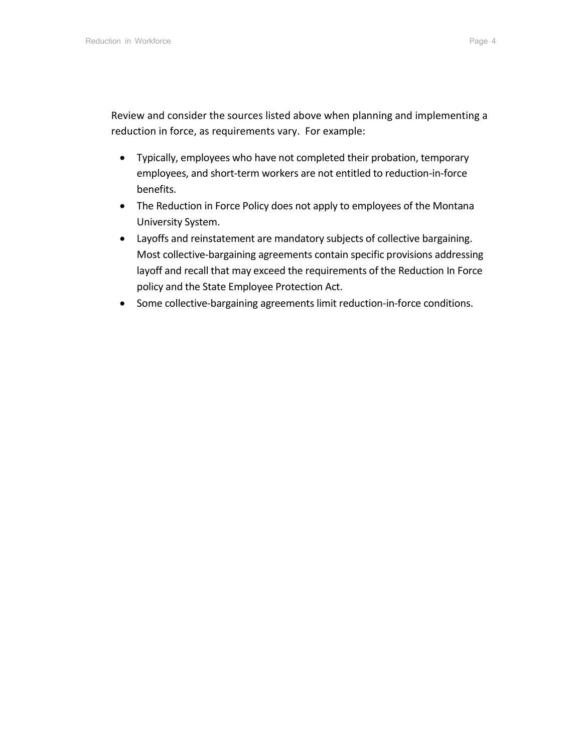Review and consider the sources listed above when planning and implementing a reduction in force, as requirements vary. For example:

- Typically, employees who have not completed their probation, temporary employees, and short-term workers are not entitled to reduction-in-force benefits.
- The Reduction in Force Policy does not apply to employees of the Montana University System.
- Layoffs and reinstatement are mandatory subjects of collective bargaining. Most collective-bargaining agreements contain specific provisions addressing layoff and recall that may exceed the requirements of the Reduction In Force policy and the State Employee Protection Act.
- Some collective-bargaining agreements limit reduction-in-force conditions.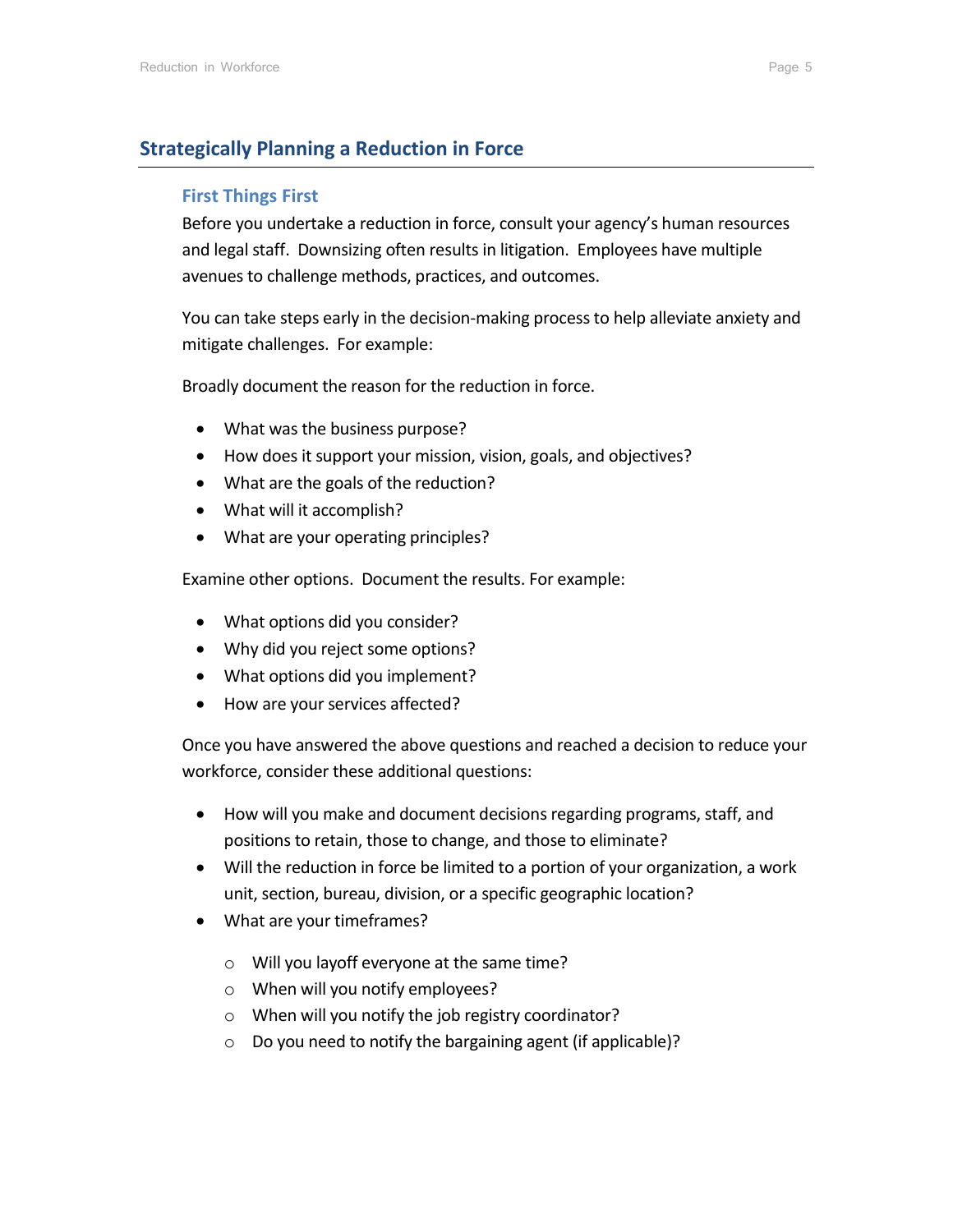## Strategically Planning a Reduction in Force

### First Things First

Before you undertake a reduction in force, consult your agency's human resources and legal staff. Downsizing often results in litigation. Employees have multiple avenues to challenge methods, practices, and outcomes.

You can take steps early in the decision-making process to help alleviate anxiety and mitigate challenges. For example:

Broadly document the reason for the reduction in force.

- What was the business purpose?
- How does it support your mission, vision, goals, and objectives?
- What are the goals of the reduction?
- What will it accomplish?
- What are your operating principles?

Examine other options. Document the results. For example:

- What options did you consider?
- Why did you reject some options?
- What options did you implement?
- How are your services affected?

Once you have answered the above questions and reached a decision to reduce your workforce, consider these additional questions:

- How will you make and document decisions regarding programs, staff, and positions to retain, those to change, and those to eliminate?
- Will the reduction in force be limited to a portion of your organization, a work unit, section, bureau, division, or a specific geographic location?
- What are your timeframes?
    - Will you layoff everyone at the same time?
    - When will you notify employees?
    - When will you notify the job registry coordinator?
    - Do you need to notify the bargaining agent (if applicable)?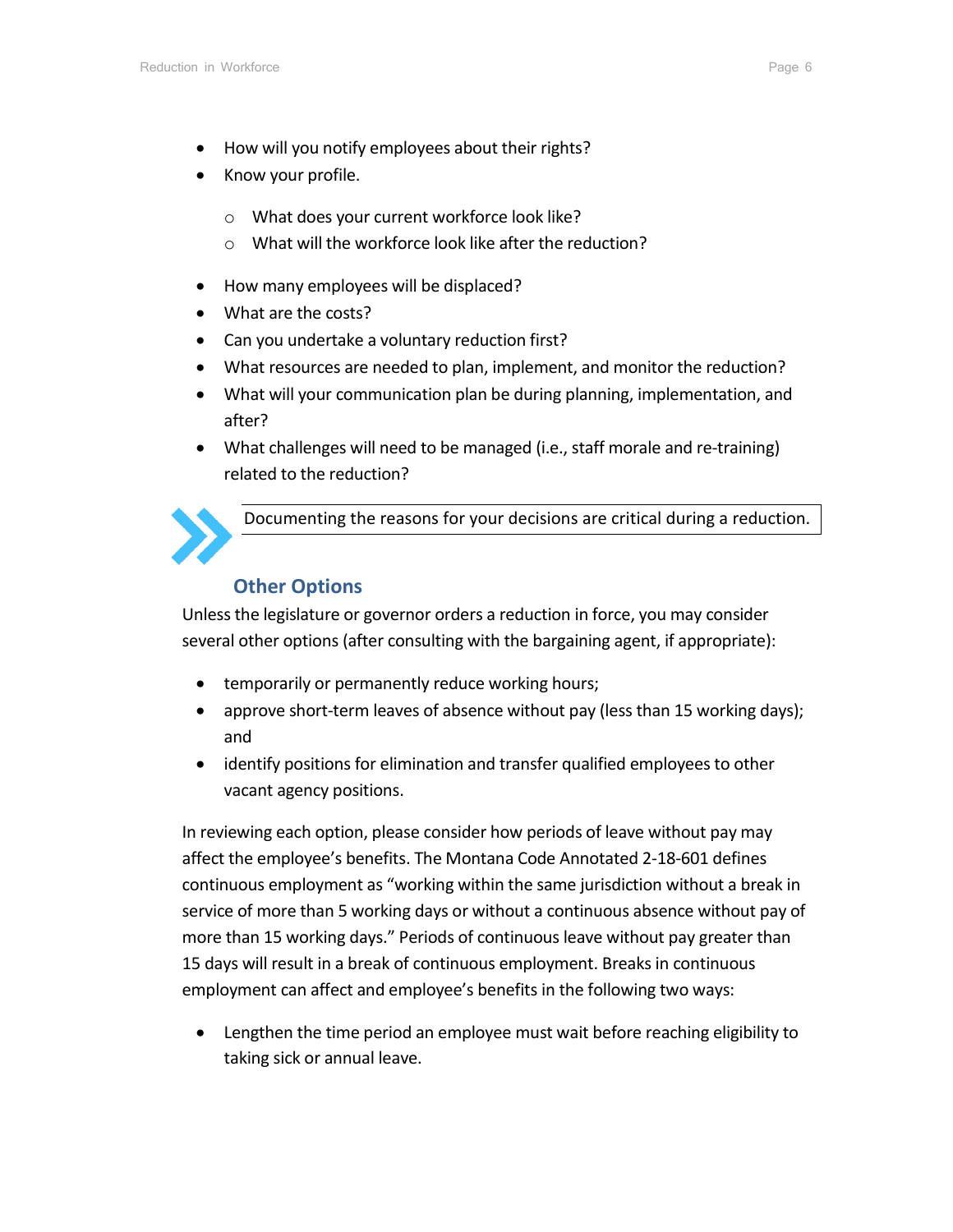- How will you notify employees about their rights?
- Know your profile.
  - What does your current workforce look like?
  - What will the workforce look like after the reduction?
- How many employees will be displaced?
- What are the costs?
- Can you undertake a voluntary reduction first?
- What resources are needed to plan, implement, and monitor the reduction?
- What will your communication plan be during planning, implementation, and after?
- What challenges will need to be managed (i.e., staff morale and re-training) related to the reduction?

> Documenting the reasons for your decisions are critical during a reduction.

## Other Options

Unless the legislature or governor orders a reduction in force, you may consider several other options (after consulting with the bargaining agent, if appropriate):

- temporarily or permanently reduce working hours;
- approve short-term leaves of absence without pay (less than 15 working days); and
- identify positions for elimination and transfer qualified employees to other vacant agency positions.

In reviewing each option, please consider how periods of leave without pay may affect the employee's benefits. The Montana Code Annotated 2-18-601 defines continuous employment as "working within the same jurisdiction without a break in service of more than 5 working days or without a continuous absence without pay of more than 15 working days." Periods of continuous leave without pay greater than 15 days will result in a break of continuous employment. Breaks in continuous employment can affect and employee's benefits in the following two ways:

- Lengthen the time period an employee must wait before reaching eligibility to taking sick or annual leave.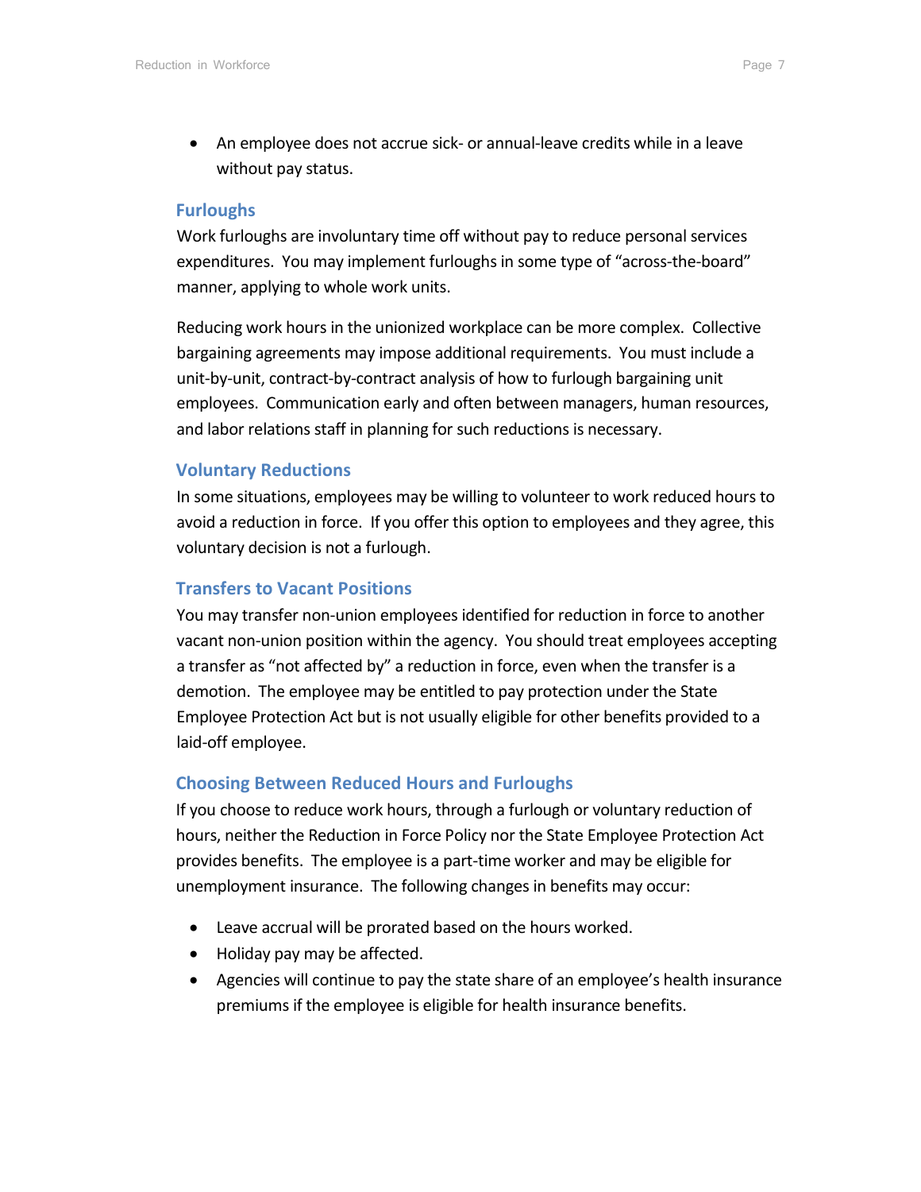- An employee does not accrue sick- or annual-leave credits while in a leave without pay status.

### Furloughs

Work furloughs are involuntary time off without pay to reduce personal services expenditures. You may implement furloughs in some type of “across-the-board” manner, applying to whole work units.

Reducing work hours in the unionized workplace can be more complex. Collective bargaining agreements may impose additional requirements. You must include a unit-by-unit, contract-by-contract analysis of how to furlough bargaining unit employees. Communication early and often between managers, human resources, and labor relations staff in planning for such reductions is necessary.

### Voluntary Reductions

In some situations, employees may be willing to volunteer to work reduced hours to avoid a reduction in force. If you offer this option to employees and they agree, this voluntary decision is not a furlough.

### Transfers to Vacant Positions

You may transfer non-union employees identified for reduction in force to another vacant non-union position within the agency. You should treat employees accepting a transfer as “not affected by” a reduction in force, even when the transfer is a demotion. The employee may be entitled to pay protection under the State Employee Protection Act but is not usually eligible for other benefits provided to a laid-off employee.

### Choosing Between Reduced Hours and Furloughs

If you choose to reduce work hours, through a furlough or voluntary reduction of hours, neither the Reduction in Force Policy nor the State Employee Protection Act provides benefits. The employee is a part-time worker and may be eligible for unemployment insurance. The following changes in benefits may occur:

- Leave accrual will be prorated based on the hours worked.
- Holiday pay may be affected.
- Agencies will continue to pay the state share of an employee’s health insurance premiums if the employee is eligible for health insurance benefits.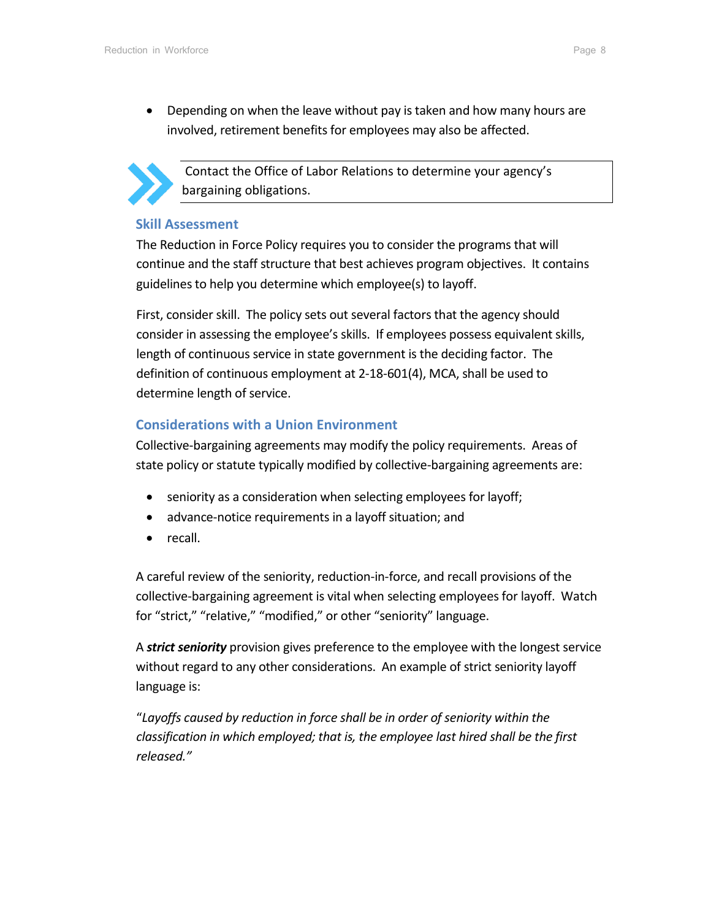- Depending on when the leave without pay is taken and how many hours are involved, retirement benefits for employees may also be affected.

> Contact the Office of Labor Relations to determine your agency's bargaining obligations.

### Skill Assessment

The Reduction in Force Policy requires you to consider the programs that will continue and the staff structure that best achieves program objectives. It contains guidelines to help you determine which employee(s) to layoff.

First, consider skill. The policy sets out several factors that the agency should consider in assessing the employee's skills. If employees possess equivalent skills, length of continuous service in state government is the deciding factor. The definition of continuous employment at 2-18-601(4), MCA, shall be used to determine length of service.

### Considerations with a Union Environment

Collective-bargaining agreements may modify the policy requirements. Areas of state policy or statute typically modified by collective-bargaining agreements are:

- seniority as a consideration when selecting employees for layoff;
- advance-notice requirements in a layoff situation; and
- recall.

A careful review of the seniority, reduction-in-force, and recall provisions of the collective-bargaining agreement is vital when selecting employees for layoff. Watch for "strict," "relative," "modified," or other "seniority" language.

A ***strict seniority*** provision gives preference to the employee with the longest service without regard to any other considerations. An example of strict seniority layoff language is:

"*Layoffs caused by reduction in force shall be in order of seniority within the classification in which employed; that is, the employee last hired shall be the first released.*"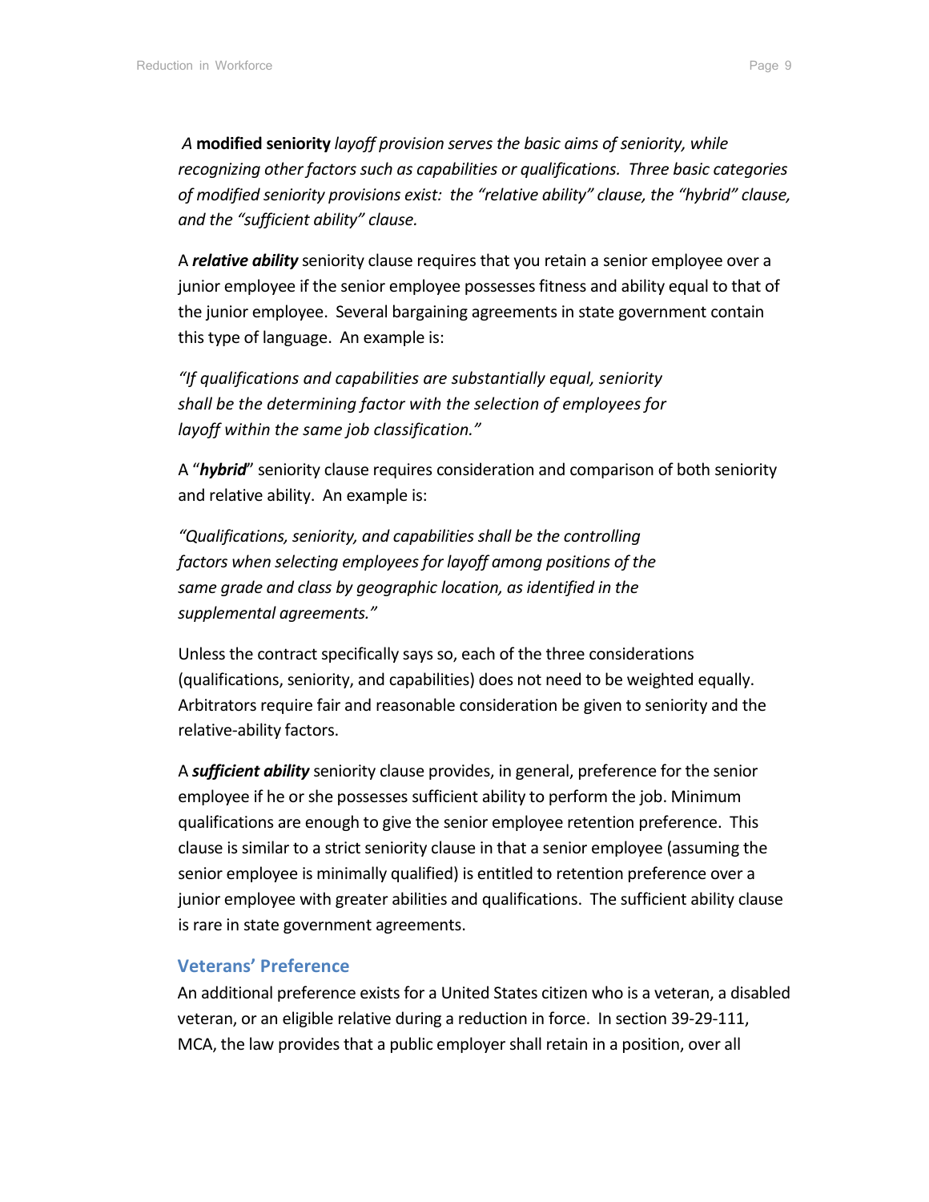*A* **modified seniority** *layoff provision serves the basic aims of seniority, while recognizing other factors such as capabilities or qualifications. Three basic categories of modified seniority provisions exist: the "relative ability" clause, the "hybrid" clause, and the "sufficient ability" clause.*

A ***relative ability*** seniority clause requires that you retain a senior employee over a junior employee if the senior employee possesses fitness and ability equal to that of the junior employee. Several bargaining agreements in state government contain this type of language. An example is:

*"If qualifications and capabilities are substantially equal, seniority shall be the determining factor with the selection of employees for layoff within the same job classification."*

A "***hybrid***" seniority clause requires consideration and comparison of both seniority and relative ability. An example is:

*"Qualifications, seniority, and capabilities shall be the controlling factors when selecting employees for layoff among positions of the same grade and class by geographic location, as identified in the supplemental agreements."*

Unless the contract specifically says so, each of the three considerations (qualifications, seniority, and capabilities) does not need to be weighted equally. Arbitrators require fair and reasonable consideration be given to seniority and the relative-ability factors.

A ***sufficient ability*** seniority clause provides, in general, preference for the senior employee if he or she possesses sufficient ability to perform the job. Minimum qualifications are enough to give the senior employee retention preference. This clause is similar to a strict seniority clause in that a senior employee (assuming the senior employee is minimally qualified) is entitled to retention preference over a junior employee with greater abilities and qualifications. The sufficient ability clause is rare in state government agreements.

### Veterans' Preference

An additional preference exists for a United States citizen who is a veteran, a disabled veteran, or an eligible relative during a reduction in force. In section 39-29-111, MCA, the law provides that a public employer shall retain in a position, over all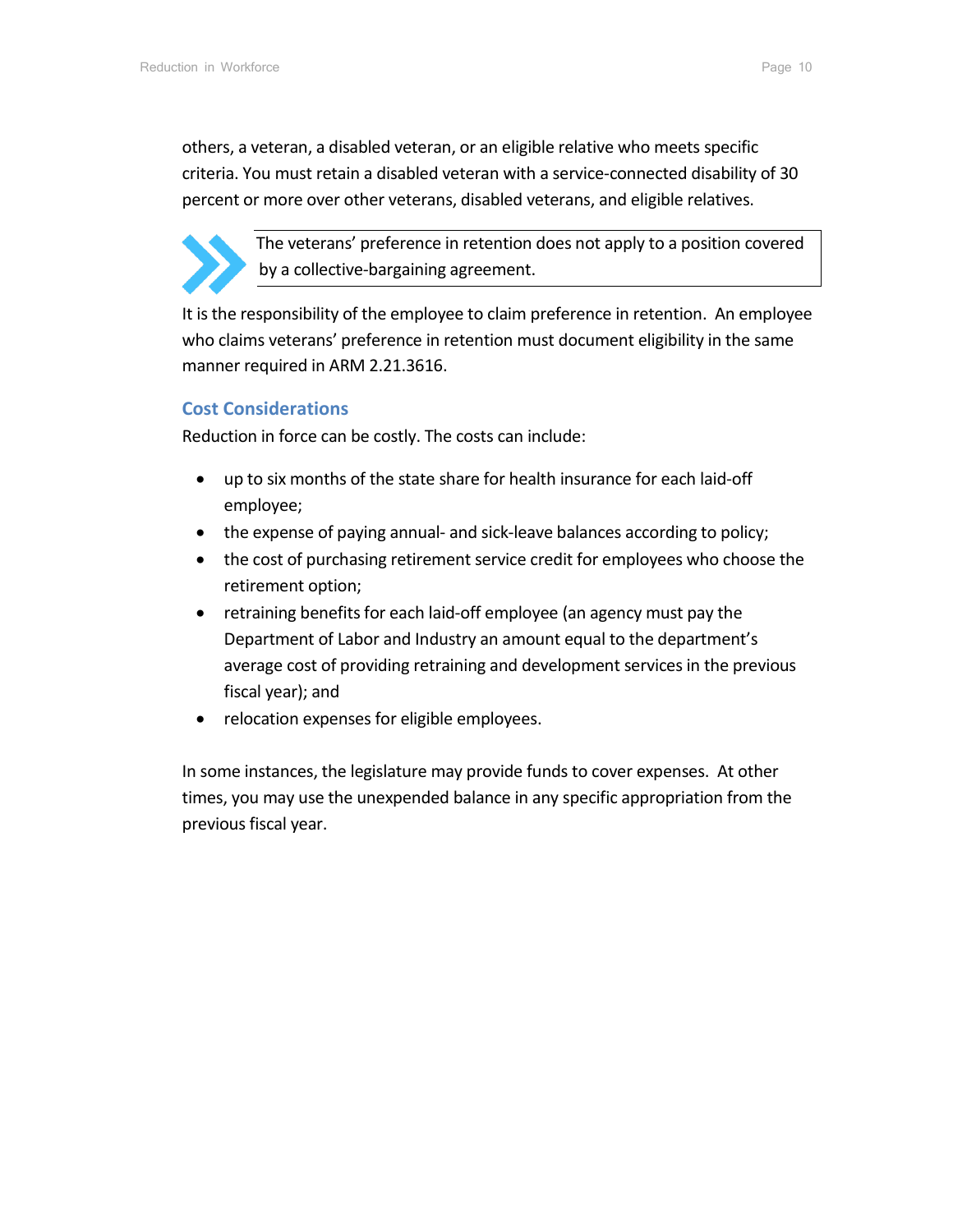others, a veteran, a disabled veteran, or an eligible relative who meets specific criteria. You must retain a disabled veteran with a service-connected disability of 30 percent or more over other veterans, disabled veterans, and eligible relatives.

> The veterans' preference in retention does not apply to a position covered by a collective-bargaining agreement.

It is the responsibility of the employee to claim preference in retention. An employee who claims veterans' preference in retention must document eligibility in the same manner required in ARM 2.21.3616.

## Cost Considerations

Reduction in force can be costly. The costs can include:

- up to six months of the state share for health insurance for each laid-off employee;
- the expense of paying annual- and sick-leave balances according to policy;
- the cost of purchasing retirement service credit for employees who choose the retirement option;
- retraining benefits for each laid-off employee (an agency must pay the Department of Labor and Industry an amount equal to the department's average cost of providing retraining and development services in the previous fiscal year); and
- relocation expenses for eligible employees.

In some instances, the legislature may provide funds to cover expenses. At other times, you may use the unexpended balance in any specific appropriation from the previous fiscal year.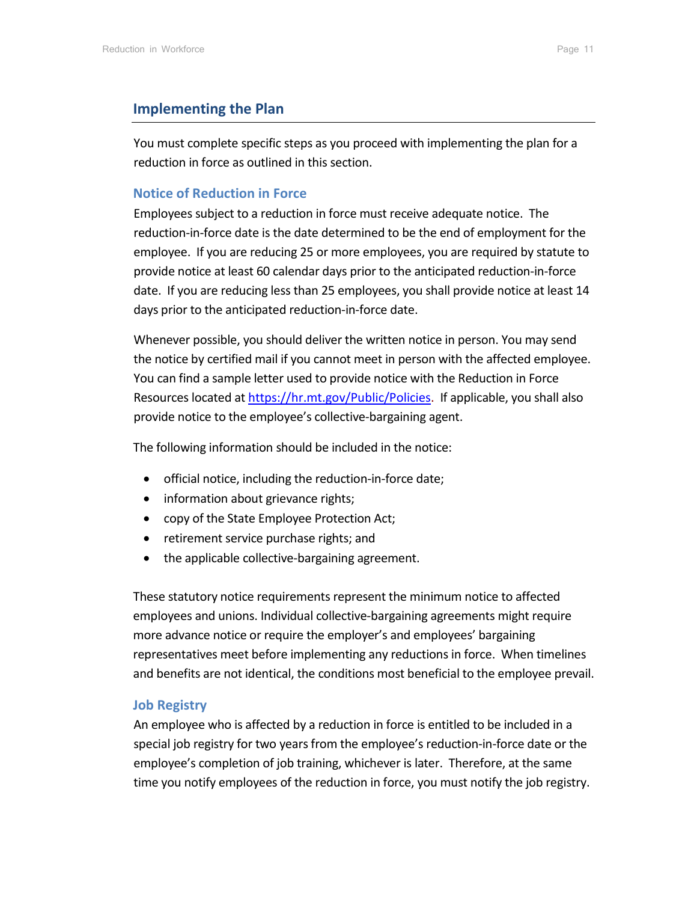## Implementing the Plan

You must complete specific steps as you proceed with implementing the plan for a reduction in force as outlined in this section.

### Notice of Reduction in Force

Employees subject to a reduction in force must receive adequate notice. The reduction-in-force date is the date determined to be the end of employment for the employee. If you are reducing 25 or more employees, you are required by statute to provide notice at least 60 calendar days prior to the anticipated reduction-in-force date. If you are reducing less than 25 employees, you shall provide notice at least 14 days prior to the anticipated reduction-in-force date.

Whenever possible, you should deliver the written notice in person. You may send the notice by certified mail if you cannot meet in person with the affected employee. You can find a sample letter used to provide notice with the Reduction in Force Resources located at [https://hr.mt.gov/Public/Policies](https://hr.mt.gov/Public/Policies). If applicable, you shall also provide notice to the employee's collective-bargaining agent.

The following information should be included in the notice:

- official notice, including the reduction-in-force date;
- information about grievance rights;
- copy of the State Employee Protection Act;
- retirement service purchase rights; and
- the applicable collective-bargaining agreement.

These statutory notice requirements represent the minimum notice to affected employees and unions. Individual collective-bargaining agreements might require more advance notice or require the employer's and employees' bargaining representatives meet before implementing any reductions in force. When timelines and benefits are not identical, the conditions most beneficial to the employee prevail.

### Job Registry

An employee who is affected by a reduction in force is entitled to be included in a special job registry for two years from the employee's reduction-in-force date or the employee's completion of job training, whichever is later. Therefore, at the same time you notify employees of the reduction in force, you must notify the job registry.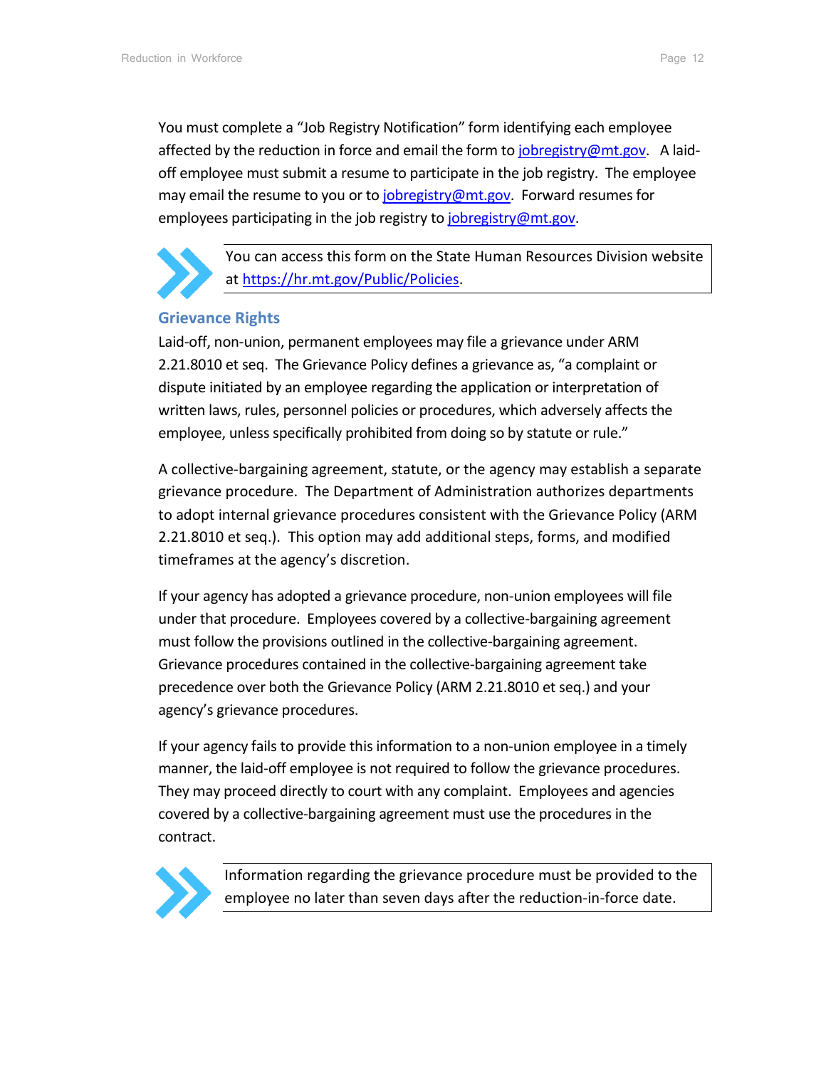You must complete a "Job Registry Notification" form identifying each employee affected by the reduction in force and email the form to jobregistry@mt.gov. A laid-off employee must submit a resume to participate in the job registry. The employee may email the resume to you or to jobregistry@mt.gov. Forward resumes for employees participating in the job registry to jobregistry@mt.gov.

> You can access this form on the State Human Resources Division website at https://hr.mt.gov/Public/Policies.

## Grievance Rights

Laid-off, non-union, permanent employees may file a grievance under ARM 2.21.8010 et seq. The Grievance Policy defines a grievance as, "a complaint or dispute initiated by an employee regarding the application or interpretation of written laws, rules, personnel policies or procedures, which adversely affects the employee, unless specifically prohibited from doing so by statute or rule."

A collective-bargaining agreement, statute, or the agency may establish a separate grievance procedure. The Department of Administration authorizes departments to adopt internal grievance procedures consistent with the Grievance Policy (ARM 2.21.8010 et seq.). This option may add additional steps, forms, and modified timeframes at the agency's discretion.

If your agency has adopted a grievance procedure, non-union employees will file under that procedure. Employees covered by a collective-bargaining agreement must follow the provisions outlined in the collective-bargaining agreement. Grievance procedures contained in the collective-bargaining agreement take precedence over both the Grievance Policy (ARM 2.21.8010 et seq.) and your agency's grievance procedures.

If your agency fails to provide this information to a non-union employee in a timely manner, the laid-off employee is not required to follow the grievance procedures. They may proceed directly to court with any complaint. Employees and agencies covered by a collective-bargaining agreement must use the procedures in the contract.

> Information regarding the grievance procedure must be provided to the employee no later than seven days after the reduction-in-force date.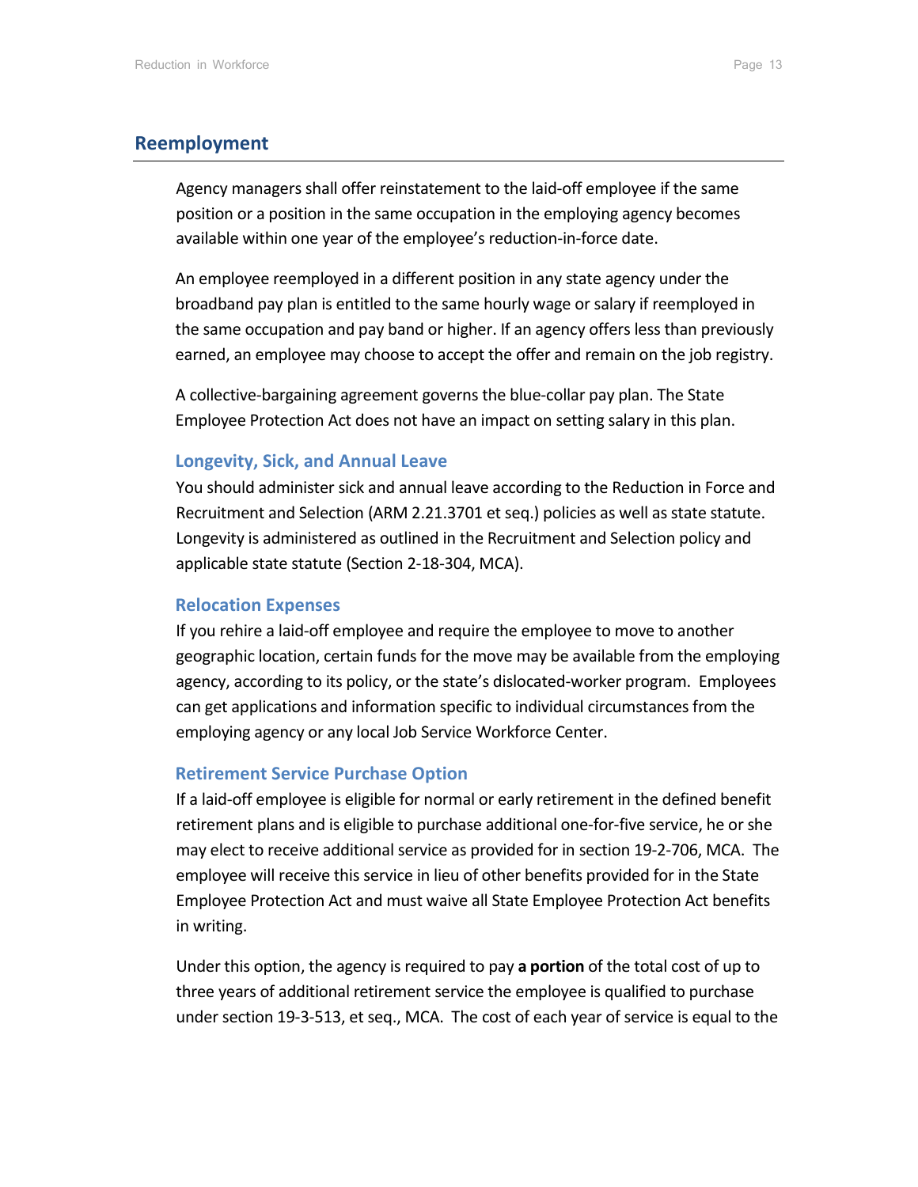## Reemployment

Agency managers shall offer reinstatement to the laid-off employee if the same position or a position in the same occupation in the employing agency becomes available within one year of the employee's reduction-in-force date.

An employee reemployed in a different position in any state agency under the broadband pay plan is entitled to the same hourly wage or salary if reemployed in the same occupation and pay band or higher. If an agency offers less than previously earned, an employee may choose to accept the offer and remain on the job registry.

A collective-bargaining agreement governs the blue-collar pay plan. The State Employee Protection Act does not have an impact on setting salary in this plan.

### Longevity, Sick, and Annual Leave

You should administer sick and annual leave according to the Reduction in Force and Recruitment and Selection (ARM 2.21.3701 et seq.) policies as well as state statute. Longevity is administered as outlined in the Recruitment and Selection policy and applicable state statute (Section 2-18-304, MCA).

### Relocation Expenses

If you rehire a laid-off employee and require the employee to move to another geographic location, certain funds for the move may be available from the employing agency, according to its policy, or the state's dislocated-worker program. Employees can get applications and information specific to individual circumstances from the employing agency or any local Job Service Workforce Center.

### Retirement Service Purchase Option

If a laid-off employee is eligible for normal or early retirement in the defined benefit retirement plans and is eligible to purchase additional one-for-five service, he or she may elect to receive additional service as provided for in section 19-2-706, MCA. The employee will receive this service in lieu of other benefits provided for in the State Employee Protection Act and must waive all State Employee Protection Act benefits in writing.

Under this option, the agency is required to pay **a portion** of the total cost of up to three years of additional retirement service the employee is qualified to purchase under section 19-3-513, et seq., MCA. The cost of each year of service is equal to the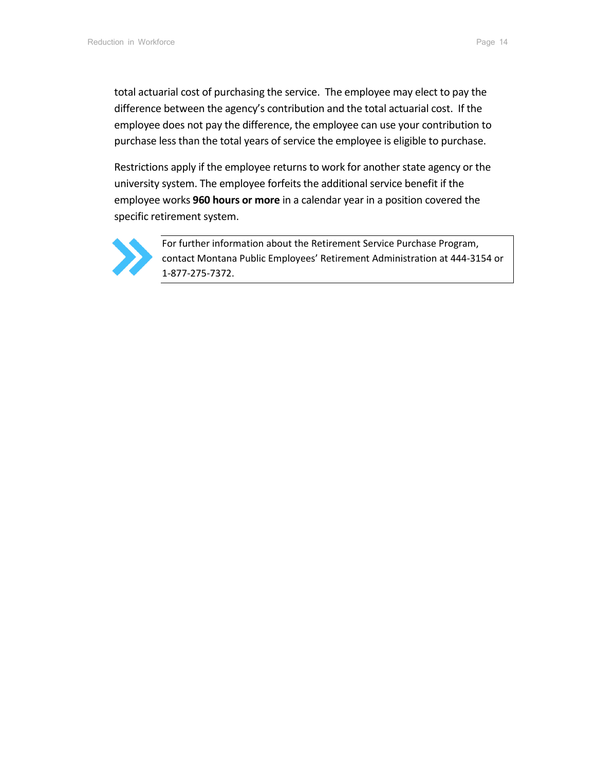total actuarial cost of purchasing the service.  The employee may elect to pay the difference between the agency's contribution and the total actuarial cost.  If the employee does not pay the difference, the employee can use your contribution to purchase less than the total years of service the employee is eligible to purchase.

Restrictions apply if the employee returns to work for another state agency or the university system. The employee forfeits the additional service benefit if the employee works **960 hours or more** in a calendar year in a position covered the specific retirement system.

> For further information about the Retirement Service Purchase Program, contact Montana Public Employees' Retirement Administration at 444-3154 or 1-877-275-7372.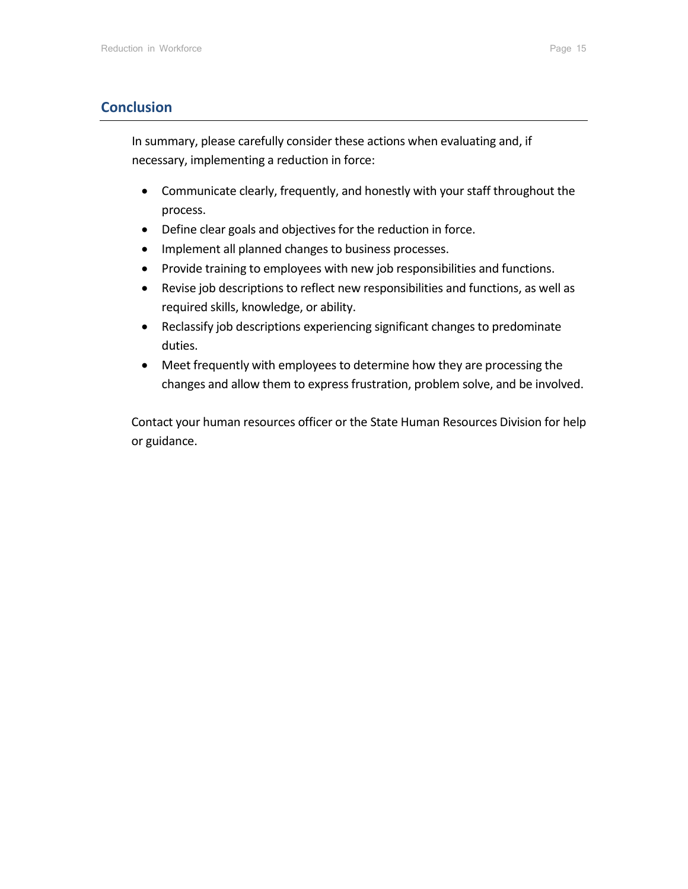## Conclusion

In summary, please carefully consider these actions when evaluating and, if necessary, implementing a reduction in force:

- Communicate clearly, frequently, and honestly with your staff throughout the process.
- Define clear goals and objectives for the reduction in force.
- Implement all planned changes to business processes.
- Provide training to employees with new job responsibilities and functions.
- Revise job descriptions to reflect new responsibilities and functions, as well as required skills, knowledge, or ability.
- Reclassify job descriptions experiencing significant changes to predominate duties.
- Meet frequently with employees to determine how they are processing the changes and allow them to express frustration, problem solve, and be involved.

Contact your human resources officer or the State Human Resources Division for help or guidance.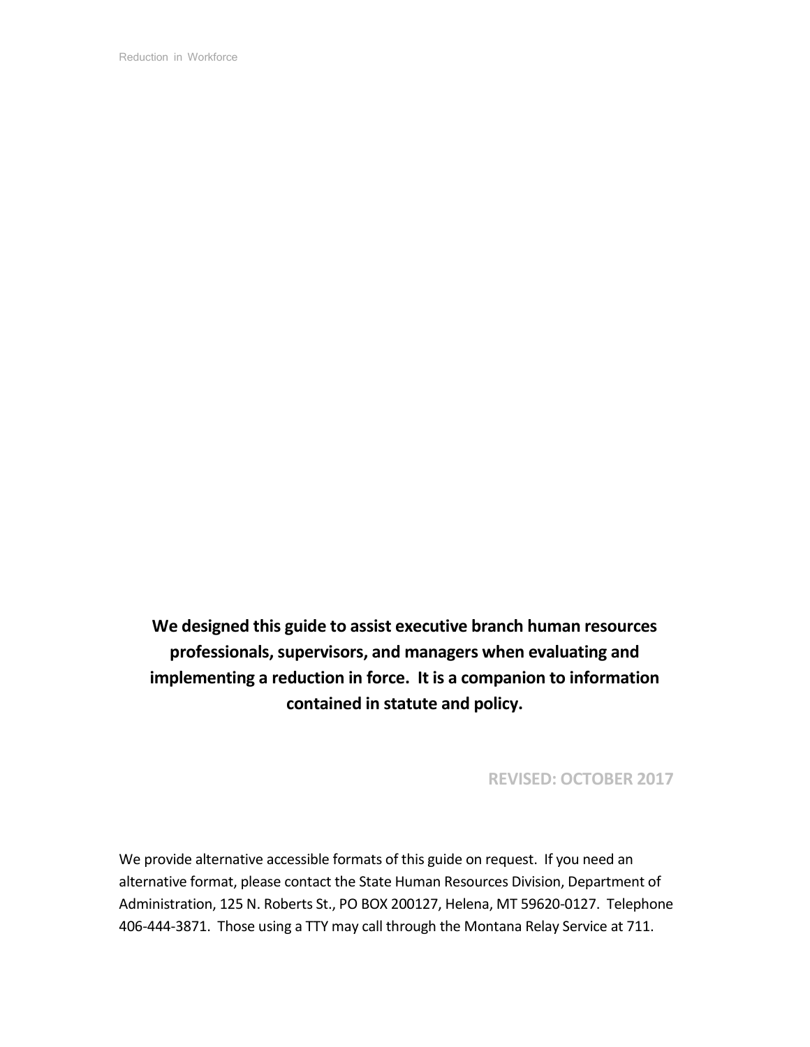**We designed this guide to assist executive branch human resources professionals, supervisors, and managers when evaluating and implementing a reduction in force. It is a companion to information contained in statute and policy.**

**REVISED: OCTOBER 2017**

We provide alternative accessible formats of this guide on request. If you need an alternative format, please contact the State Human Resources Division, Department of Administration, 125 N. Roberts St., PO BOX 200127, Helena, MT 59620-0127. Telephone 406-444-3871. Those using a TTY may call through the Montana Relay Service at 711.